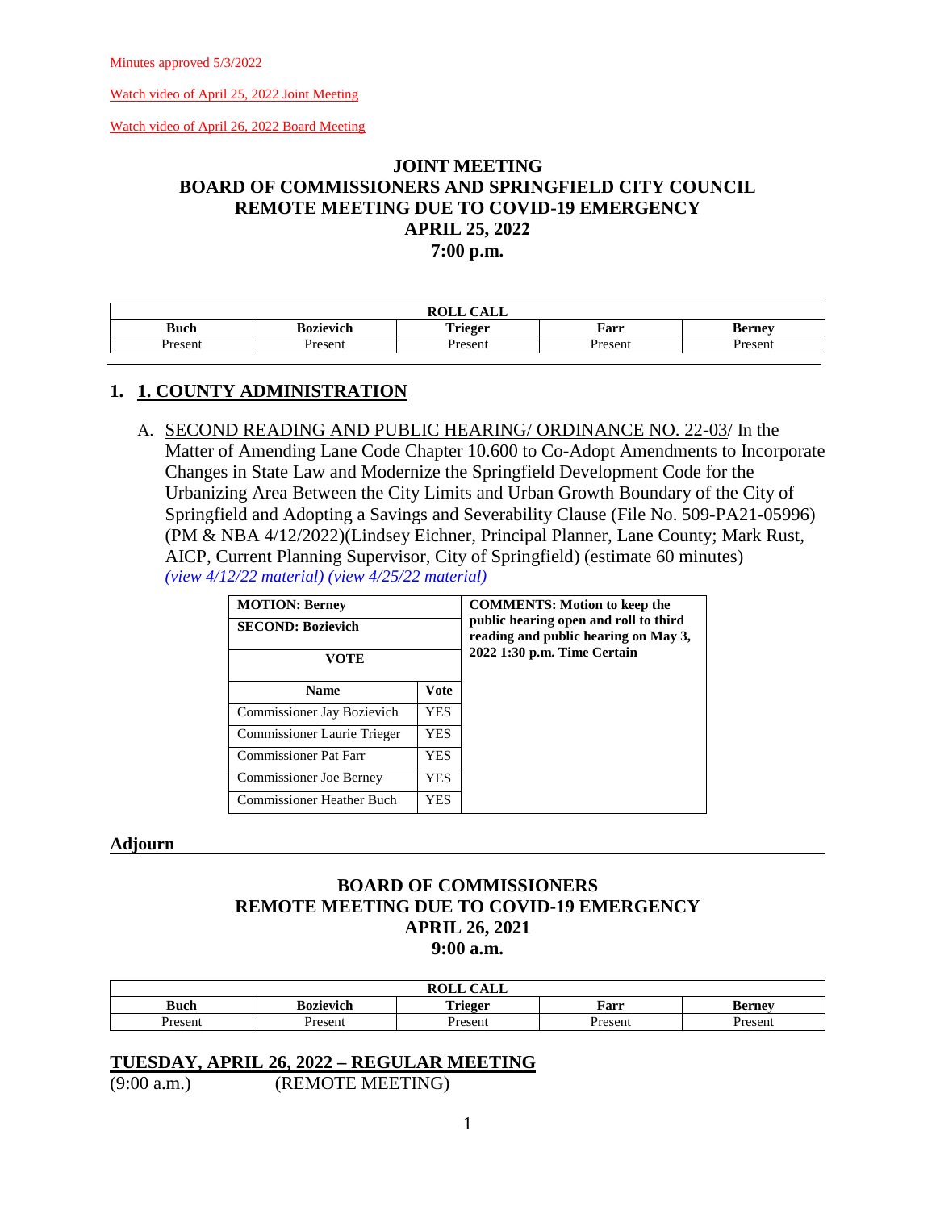Minutes approved 5/3/2022

Watch video of April 25, 2022 Joint Meeting

Watch video of April 26, 2022 Board Meeting

# JOINT MEETING
# BOARD OF COMMISSIONERS AND SPRINGFIELD CITY COUNCIL
# REMOTE MEETING DUE TO COVID-19 EMERGENCY
# APRIL 25, 2022
# 7:00 p.m.

| ROLL CALL | | | | |
|---|---|---|---|---|
| **Buch** | **Bozievich** | **Trieger** | **Farr** | **Berney** |
| Present | Present | Present | Present | Present |

## 1. 1. COUNTY ADMINISTRATION

A. SECOND READING AND PUBLIC HEARING/ ORDINANCE NO. 22-03/ In the Matter of Amending Lane Code Chapter 10.600 to Co-Adopt Amendments to Incorporate Changes in State Law and Modernize the Springfield Development Code for the Urbanizing Area Between the City Limits and Urban Growth Boundary of the City of Springfield and Adopting a Savings and Severability Clause (File No. 509-PA21-05996) (PM & NBA 4/12/2022)(Lindsey Eichner, Principal Planner, Lane County; Mark Rust, AICP, Current Planning Supervisor, City of Springfield) (estimate 60 minutes) *(view 4/12/22 material) (view 4/25/22 material)*

| **MOTION: Berney** | | **COMMENTS: Motion to keep the public hearing open and roll to third reading and public hearing on May 3, 2022 1:30 p.m. Time Certain** |
|---|---|---|
| **SECOND: Bozievich** | | |
| **VOTE** | | |
| **Name** | **Vote** | |
| Commissioner Jay Bozievich | YES | |
| Commissioner Laurie Trieger | YES | |
| Commissioner Pat Farr | YES | |
| Commissioner Joe Berney | YES | |
| Commissioner Heather Buch | YES | |

**Adjourn**

# BOARD OF COMMISSIONERS
# REMOTE MEETING DUE TO COVID-19 EMERGENCY
# APRIL 26, 2021
# 9:00 a.m.

| ROLL CALL | | | | |
|---|---|---|---|---|
| **Buch** | **Bozievich** | **Trieger** | **Farr** | **Berney** |
| Present | Present | Present | Present | Present |

## TUESDAY, APRIL 26, 2022 – REGULAR MEETING

(9:00 a.m.) (REMOTE MEETING)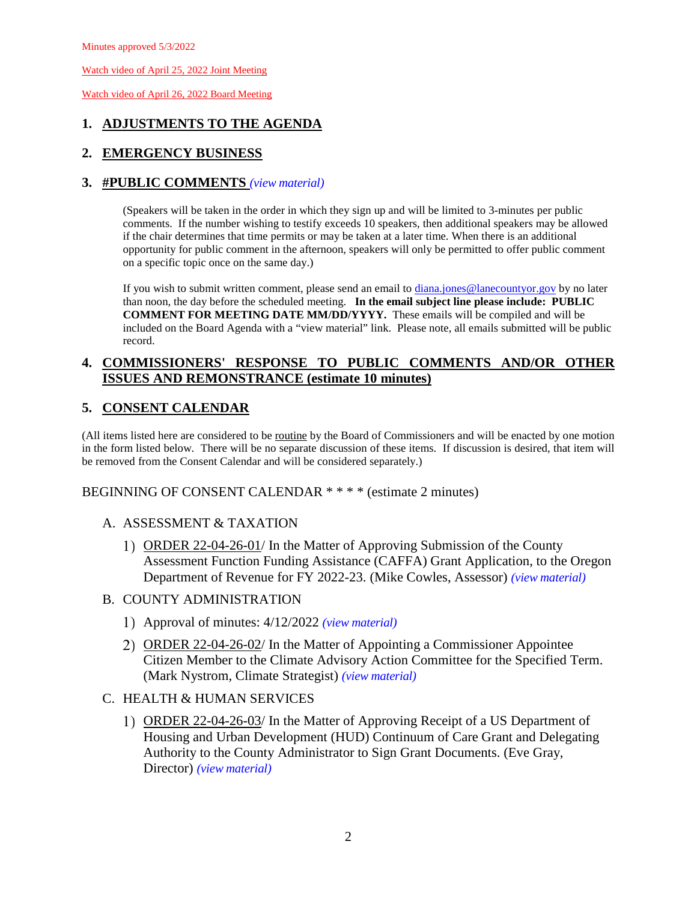Minutes approved 5/3/2022

Watch video of April 25, 2022 Joint Meeting

Watch video of April 26, 2022 Board Meeting

## 1. ADJUSTMENTS TO THE AGENDA

## 2. EMERGENCY BUSINESS

## 3. #PUBLIC COMMENTS *(view material)*

(Speakers will be taken in the order in which they sign up and will be limited to 3-minutes per public comments. If the number wishing to testify exceeds 10 speakers, then additional speakers may be allowed if the chair determines that time permits or may be taken at a later time. When there is an additional opportunity for public comment in the afternoon, speakers will only be permitted to offer public comment on a specific topic once on the same day.)

If you wish to submit written comment, please send an email to diana.jones@lanecountyor.gov by no later than noon, the day before the scheduled meeting. **In the email subject line please include: PUBLIC COMMENT FOR MEETING DATE MM/DD/YYYY.** These emails will be compiled and will be included on the Board Agenda with a "view material" link. Please note, all emails submitted will be public record.

## 4. COMMISSIONERS' RESPONSE TO PUBLIC COMMENTS AND/OR OTHER ISSUES AND REMONSTRANCE (estimate 10 minutes)

## 5. CONSENT CALENDAR

(All items listed here are considered to be routine by the Board of Commissioners and will be enacted by one motion in the form listed below. There will be no separate discussion of these items. If discussion is desired, that item will be removed from the Consent Calendar and will be considered separately.)

BEGINNING OF CONSENT CALENDAR * * * * (estimate 2 minutes)

A. ASSESSMENT & TAXATION

1) ORDER 22-04-26-01/ In the Matter of Approving Submission of the County Assessment Function Funding Assistance (CAFFA) Grant Application, to the Oregon Department of Revenue for FY 2022-23. (Mike Cowles, Assessor) *(view material)*

B. COUNTY ADMINISTRATION

1) Approval of minutes: 4/12/2022 *(view material)*

2) ORDER 22-04-26-02/ In the Matter of Appointing a Commissioner Appointee Citizen Member to the Climate Advisory Action Committee for the Specified Term. (Mark Nystrom, Climate Strategist) *(view material)*

C. HEALTH & HUMAN SERVICES

1) ORDER 22-04-26-03/ In the Matter of Approving Receipt of a US Department of Housing and Urban Development (HUD) Continuum of Care Grant and Delegating Authority to the County Administrator to Sign Grant Documents. (Eve Gray, Director) *(view material)*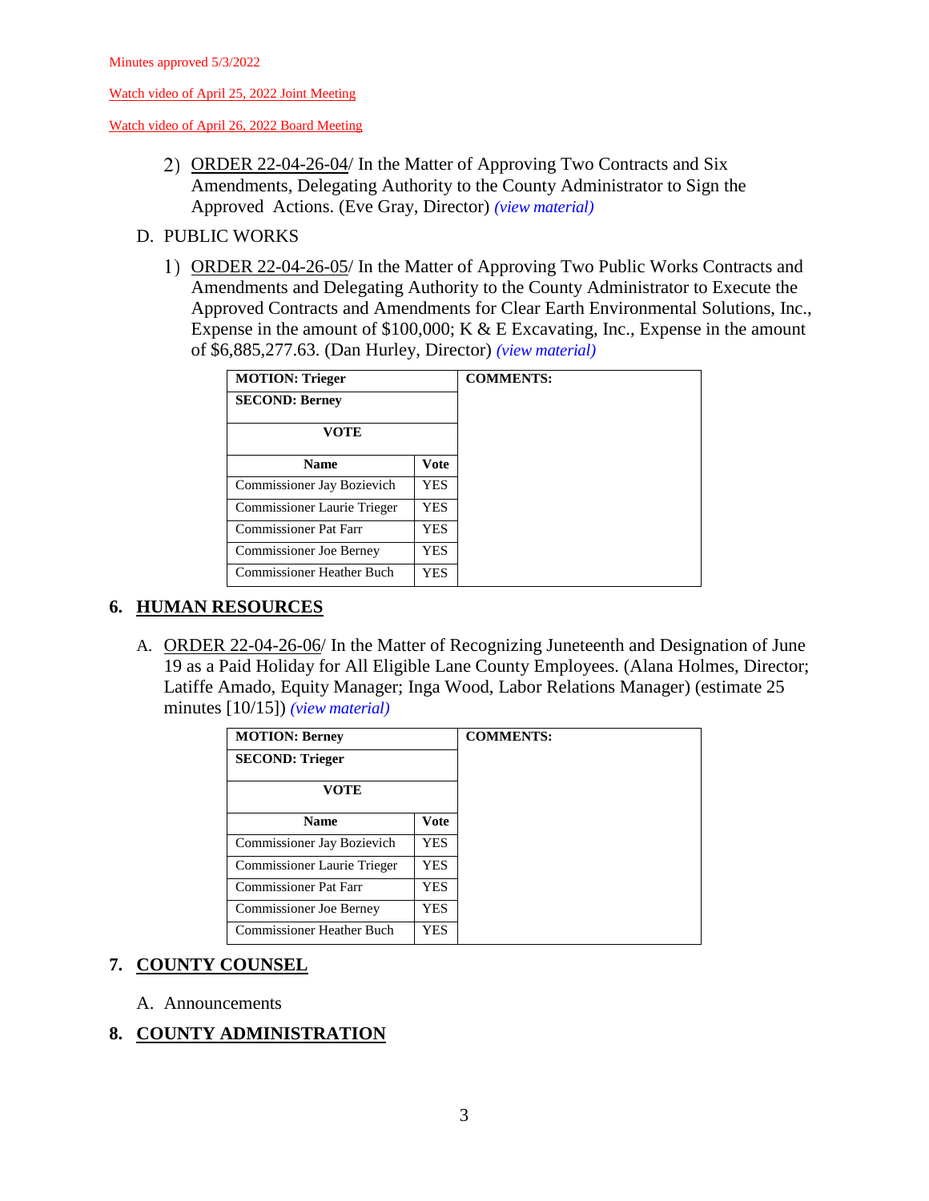Minutes approved 5/3/2022

Watch video of April 25, 2022 Joint Meeting

Watch video of April 26, 2022 Board Meeting

2) ORDER 22-04-26-04/ In the Matter of Approving Two Contracts and Six Amendments, Delegating Authority to the County Administrator to Sign the Approved Actions. (Eve Gray, Director) *(view material)*

D. PUBLIC WORKS

1) ORDER 22-04-26-05/ In the Matter of Approving Two Public Works Contracts and Amendments and Delegating Authority to the County Administrator to Execute the Approved Contracts and Amendments for Clear Earth Environmental Solutions, Inc., Expense in the amount of $100,000; K & E Excavating, Inc., Expense in the amount of $6,885,277.63. (Dan Hurley, Director) *(view material)*

| **MOTION: Trieger** | | **COMMENTS:** |
|---|---|---|
| **SECOND: Berney** | | |
| **VOTE** | | |
| **Name** | **Vote** | |
| Commissioner Jay Bozievich | YES | |
| Commissioner Laurie Trieger | YES | |
| Commissioner Pat Farr | YES | |
| Commissioner Joe Berney | YES | |
| Commissioner Heather Buch | YES | |

## 6. HUMAN RESOURCES

A. ORDER 22-04-26-06/ In the Matter of Recognizing Juneteenth and Designation of June 19 as a Paid Holiday for All Eligible Lane County Employees. (Alana Holmes, Director; Latiffe Amado, Equity Manager; Inga Wood, Labor Relations Manager) (estimate 25 minutes [10/15]) *(view material)*

| **MOTION: Berney** | | **COMMENTS:** |
|---|---|---|
| **SECOND: Trieger** | | |
| **VOTE** | | |
| **Name** | **Vote** | |
| Commissioner Jay Bozievich | YES | |
| Commissioner Laurie Trieger | YES | |
| Commissioner Pat Farr | YES | |
| Commissioner Joe Berney | YES | |
| Commissioner Heather Buch | YES | |

## 7. COUNTY COUNSEL

A. Announcements

## 8. COUNTY ADMINISTRATION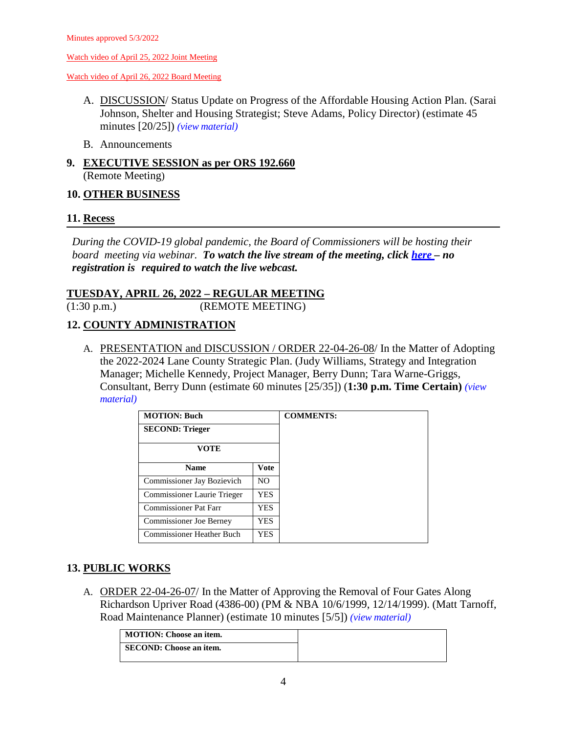Minutes approved 5/3/2022

Watch video of April 25, 2022 Joint Meeting

Watch video of April 26, 2022 Board Meeting

A. DISCUSSION/ Status Update on Progress of the Affordable Housing Action Plan. (Sarai Johnson, Shelter and Housing Strategist; Steve Adams, Policy Director) (estimate 45 minutes [20/25]) *(view material)*

B. Announcements

## 9. EXECUTIVE SESSION as per ORS 192.660

(Remote Meeting)

## 10. OTHER BUSINESS

## 11. Recess

*During the COVID-19 global pandemic, the Board of Commissioners will be hosting their board meeting via webinar.* ***To watch the live stream of the meeting, click here – no registration is required to watch the live webcast.***

## TUESDAY, APRIL 26, 2022 – REGULAR MEETING

(1:30 p.m.) (REMOTE MEETING)

## 12. COUNTY ADMINISTRATION

A. PRESENTATION and DISCUSSION / ORDER 22-04-26-08/ In the Matter of Adopting the 2022-2024 Lane County Strategic Plan. (Judy Williams, Strategy and Integration Manager; Michelle Kennedy, Project Manager, Berry Dunn; Tara Warne-Griggs, Consultant, Berry Dunn (estimate 60 minutes [25/35]) (**1:30 p.m. Time Certain**) *(view material)*

| MOTION: Buch | | COMMENTS: |
|---|---|---|
| SECOND: Trieger | | |
| VOTE | | |
| Name | Vote | |
| Commissioner Jay Bozievich | NO | |
| Commissioner Laurie Trieger | YES | |
| Commissioner Pat Farr | YES | |
| Commissioner Joe Berney | YES | |
| Commissioner Heather Buch | YES | |

## 13. PUBLIC WORKS

A. ORDER 22-04-26-07/ In the Matter of Approving the Removal of Four Gates Along Richardson Upriver Road (4386-00) (PM & NBA 10/6/1999, 12/14/1999). (Matt Tarnoff, Road Maintenance Planner) (estimate 10 minutes [5/5]) *(view material)*

| MOTION: Choose an item. | |
|---|---|
| SECOND: Choose an item. | |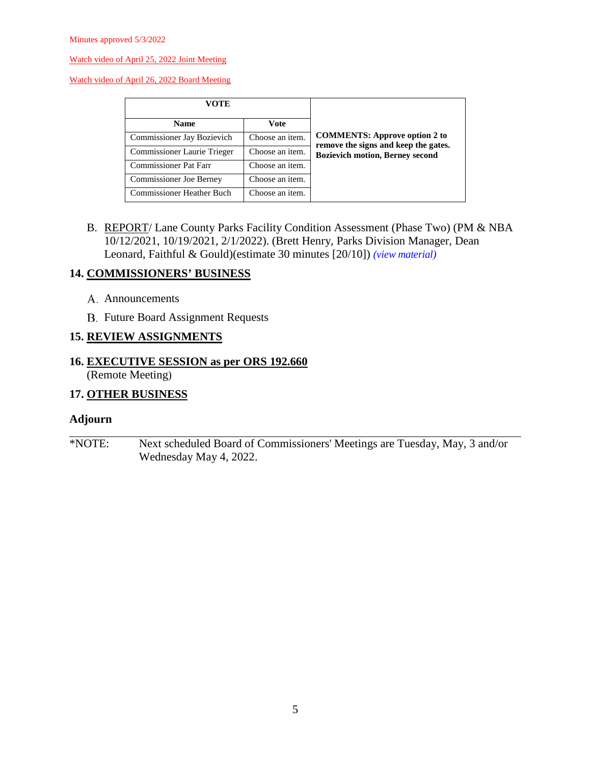Minutes approved 5/3/2022

Watch video of April 25, 2022 Joint Meeting

Watch video of April 26, 2022 Board Meeting

| VOTE | | |
|---|---|---|
| **Name** | **Vote** | **COMMENTS: Approve option 2 to remove the signs and keep the gates. Bozievich motion, Berney second** |
| Commissioner Jay Bozievich | Choose an item. | |
| Commissioner Laurie Trieger | Choose an item. | |
| Commissioner Pat Farr | Choose an item. | |
| Commissioner Joe Berney | Choose an item. | |
| Commissioner Heather Buch | Choose an item. | |

B. REPORT/ Lane County Parks Facility Condition Assessment (Phase Two) (PM & NBA 10/12/2021, 10/19/2021, 2/1/2022). (Brett Henry, Parks Division Manager, Dean Leonard, Faithful & Gould)(estimate 30 minutes [20/10]) *(view material)*

## 14. COMMISSIONERS' BUSINESS

A. Announcements

B. Future Board Assignment Requests

## 15. REVIEW ASSIGNMENTS

## 16. EXECUTIVE SESSION as per ORS 192.660

(Remote Meeting)

## 17. OTHER BUSINESS

## Adjourn

---

*NOTE: Next scheduled Board of Commissioners' Meetings are Tuesday, May, 3 and/or Wednesday May 4, 2022.